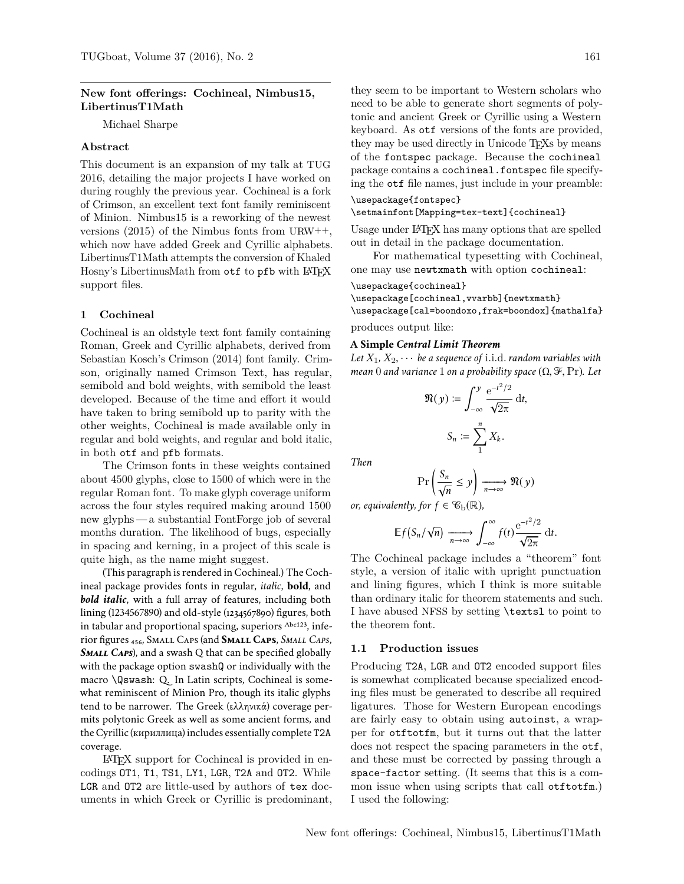## New font offerings: Cochineal, Nimbus15, LibertinusT1Math

Michael Sharpe

### Abstract

This document is an expansion of my talk at TUG 2016, detailing the major projects I have worked on during roughly the previous year. Cochineal is a fork of Crimson, an excellent text font family reminiscent of Minion. Nimbus15 is a reworking of the newest versions (2015) of the Nimbus fonts from URW++, which now have added Greek and Cyrillic alphabets. LibertinusT1Math attempts the conversion of Khaled Hosny's LibertinusMath from otf to pfb with LaTeX support files.

### 1 Cochineal

Cochineal is an oldstyle text font family containing Roman, Greek and Cyrillic alphabets, derived from Sebastian Kosch's Crimson (2014) font family. Crimson, originally named Crimson Text, has regular, semibold and bold weights, with semibold the least developed. Because of the time and effort it would have taken to bring semibold up to parity with the other weights, Cochineal is made available only in regular and bold weights, and regular and bold italic, in both otf and pfb formats.

The Crimson fonts in these weights contained about 4500 glyphs, close to 1500 of which were in the regular Roman font. To make glyph coverage uniform across the four styles required making around 1500 new glyphs — a substantial FontForge job of several months duration. The likelihood of bugs, especially in spacing and kerning, in a project of this scale is quite high, as the name might suggest.

(This paragraph is rendered in Cochineal.) The Cochineal package provides fonts in regular, *italic*, **bold**, and ***bold italic***, with a full array of features, including both lining (1234567890) and old-style (1234567890) figures, both in tabular and proportional spacing, superiors Abc123, inferior figures 456, Small Caps (and **Small Caps**, *Small Caps*, ***Small Caps***), and a swash Q that can be specified globally with the package option swashQ or individually with the macro \Qswash: Q. In Latin scripts, Cochineal is somewhat reminiscent of Minion Pro, though its italic glyphs tend to be narrower. The Greek (*ελληνικά*) coverage permits polytonic Greek as well as some ancient forms, and the Cyrillic (кириллица) includes essentially complete T2A coverage.

LaTeX support for Cochineal is provided in encodings OT1, T1, TS1, LY1, LGR, T2A and OT2. While LGR and OT2 are little-used by authors of tex documents in which Greek or Cyrillic is predominant, they seem to be important to Western scholars who need to be able to generate short segments of polytonic and ancient Greek or Cyrillic using a Western keyboard. As otf versions of the fonts are provided, they may be used directly in Unicode TeXs by means of the fontspec package. Because the cochineal package contains a cochineal.fontspec file specifying the otf file names, just include in your preamble:

```
\usepackage{fontspec}
\setmainfont[Mapping=tex-text]{cochineal}
```

Usage under LaTeX has many options that are spelled out in detail in the package documentation.

For mathematical typesetting with Cochineal, one may use newtxmath with option cochineal:

```
\usepackage{cochineal}
\usepackage[cochineal,vvarbb]{newtxmath}
\usepackage[cal=boondoxo,frak=boondox]{mathalfa}
```

produces output like:

**A Simple *Central Limit Theorem***

*Let* $X_1, X_2, \cdots$ *be a sequence of* i.i.d. *random variables with mean* 0 *and variance* 1 *on a probability space* $(\Omega, \mathcal{F}, \mathrm{Pr})$*. Let*

$$\mathfrak{N}(y) \coloneqq \int_{-\infty}^{y} \frac{\mathrm{e}^{-t^2/2}}{\sqrt{2\pi}}\, \mathrm{d}t,$$

$$S_n \coloneqq \sum_{1}^{n} X_k.$$

*Then*

$$\mathrm{Pr}\left(\frac{S_n}{\sqrt{n}} \le y\right) \xrightarrow[n\to\infty]{} \mathfrak{N}(y)$$

*or, equivalently, for* $f \in \mathcal{C}_{\mathrm{b}}(\mathbb{R})$*,*

$$\mathbb{E}f\big(S_n/\sqrt{n}\big) \xrightarrow[n\to\infty]{} \int_{-\infty}^{\infty} f(t)\frac{\mathrm{e}^{-t^2/2}}{\sqrt{2\pi}}\, \mathrm{d}t.$$

The Cochineal package includes a "theorem" font style, a version of italic with upright punctuation and lining figures, which I think is more suitable than ordinary italic for theorem statements and such. I have abused NFSS by setting \textsl to point to the theorem font.

#### 1.1 Production issues

Producing T2A, LGR and OT2 encoded support files is somewhat complicated because specialized encoding files must be generated to describe all required ligatures. Those for Western European encodings are fairly easy to obtain using autoinst, a wrapper for otftotfm, but it turns out that the latter does not respect the spacing parameters in the otf, and these must be corrected by passing through a space-factor setting. (It seems that this is a common issue when using scripts that call otftotfm.) I used the following: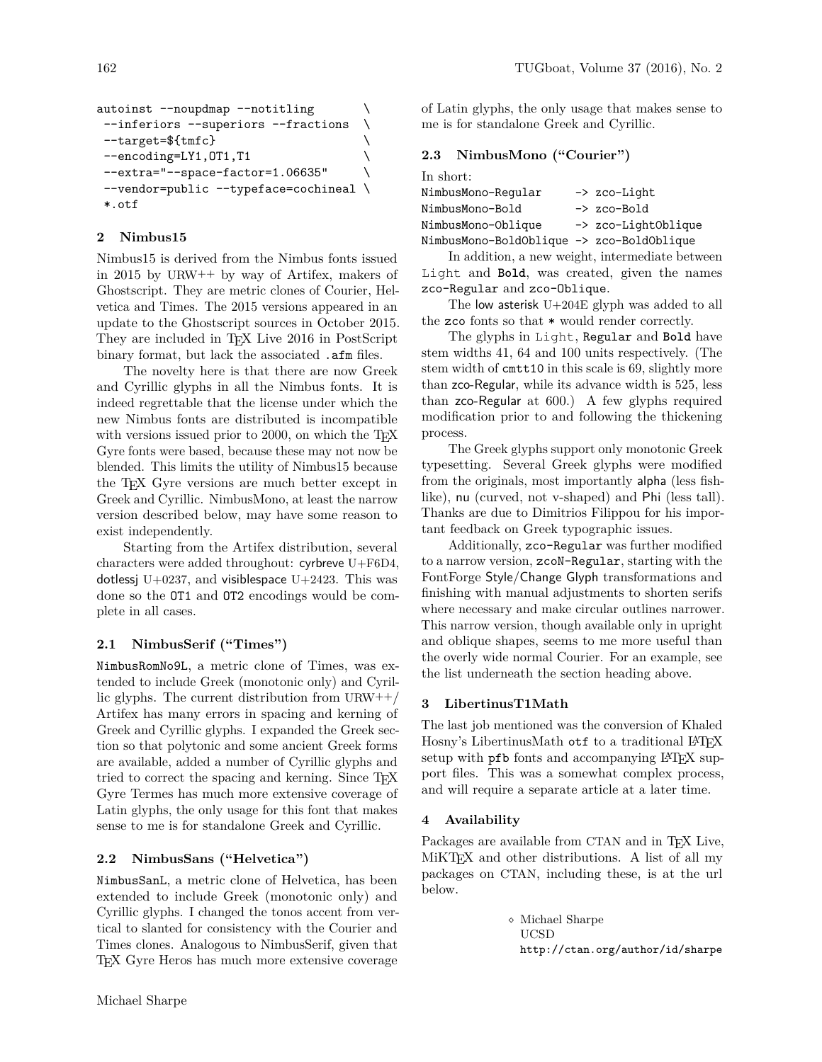```
autoinst --noupdmap --notitling       \
 --inferiors --superiors --fractions  \
 --target=${tmfc}                     \
 --encoding=LY1,OT1,T1                \
 --extra="--space-factor=1.06635"     \
 --vendor=public --typeface=cochineal \
 *.otf
```

## 2 Nimbus15

Nimbus15 is derived from the Nimbus fonts issued in 2015 by URW++ by way of Artifex, makers of Ghostscript. They are metric clones of Courier, Helvetica and Times. The 2015 versions appeared in an update to the Ghostscript sources in October 2015. They are included in TEX Live 2016 in PostScript binary format, but lack the associated `.afm` files.

The novelty here is that there are now Greek and Cyrillic glyphs in all the Nimbus fonts. It is indeed regrettable that the license under which the new Nimbus fonts are distributed is incompatible with versions issued prior to 2000, on which the TEX Gyre fonts were based, because these may not now be blended. This limits the utility of Nimbus15 because the TEX Gyre versions are much better except in Greek and Cyrillic. NimbusMono, at least the narrow version described below, may have some reason to exist independently.

Starting from the Artifex distribution, several characters were added throughout: cyrbreve U+F6D4, dotlessj U+0237, and visiblespace U+2423. This was done so the OT1 and OT2 encodings would be complete in all cases.

### 2.1 NimbusSerif ("Times")

NimbusRomNo9L, a metric clone of Times, was extended to include Greek (monotonic only) and Cyrillic glyphs. The current distribution from URW++/Artifex has many errors in spacing and kerning of Greek and Cyrillic glyphs. I expanded the Greek section so that polytonic and some ancient Greek forms are available, added a number of Cyrillic glyphs and tried to correct the spacing and kerning. Since TEX Gyre Termes has much more extensive coverage of Latin glyphs, the only usage for this font that makes sense to me is for standalone Greek and Cyrillic.

### 2.2 NimbusSans ("Helvetica")

NimbusSanL, a metric clone of Helvetica, has been extended to include Greek (monotonic only) and Cyrillic glyphs. I changed the tonos accent from vertical to slanted for consistency with the Courier and Times clones. Analogous to NimbusSerif, given that TEX Gyre Heros has much more extensive coverage of Latin glyphs, the only usage that makes sense to me is for standalone Greek and Cyrillic.

### 2.3 NimbusMono ("Courier")

In short:

```
NimbusMono-Regular      -> zco-Light
NimbusMono-Bold         -> zco-Bold
NimbusMono-Oblique      -> zco-LightOblique
NimbusMono-BoldOblique -> zco-BoldOblique
```

In addition, a new weight, intermediate between `Light` and **`Bold`**, was created, given the names `zco-Regular` and `zco-Oblique`.

The low asterisk U+204E glyph was added to all the `zco` fonts so that `*` would render correctly.

The glyphs in `Light`, `Regular` and **`Bold`** have stem widths 41, 64 and 100 units respectively. (The stem width of `cmtt10` in this scale is 69, slightly more than zco-Regular, while its advance width is 525, less than zco-Regular at 600.) A few glyphs required modification prior to and following the thickening process.

The Greek glyphs support only monotonic Greek typesetting. Several Greek glyphs were modified from the originals, most importantly alpha (less fish-like), nu (curved, not v-shaped) and Phi (less tall). Thanks are due to Dimitrios Filippou for his important feedback on Greek typographic issues.

Additionally, `zco-Regular` was further modified to a narrow version, `zcoN-Regular`, starting with the FontForge Style/Change Glyph transformations and finishing with manual adjustments to shorten serifs where necessary and make circular outlines narrower. This narrow version, though available only in upright and oblique shapes, seems to me more useful than the overly wide normal Courier. For an example, see the list underneath the section heading above.

## 3 LibertinusT1Math

The last job mentioned was the conversion of Khaled Hosny's LibertinusMath `otf` to a traditional LATEX setup with `pfb` fonts and accompanying LATEX support files. This was a somewhat complex process, and will require a separate article at a later time.

## 4 Availability

Packages are available from CTAN and in TEX Live, MiKTEX and other distributions. A list of all my packages on CTAN, including these, is at the url below.

⋄ Michael Sharpe
UCSD
`http://ctan.org/author/id/sharpe`